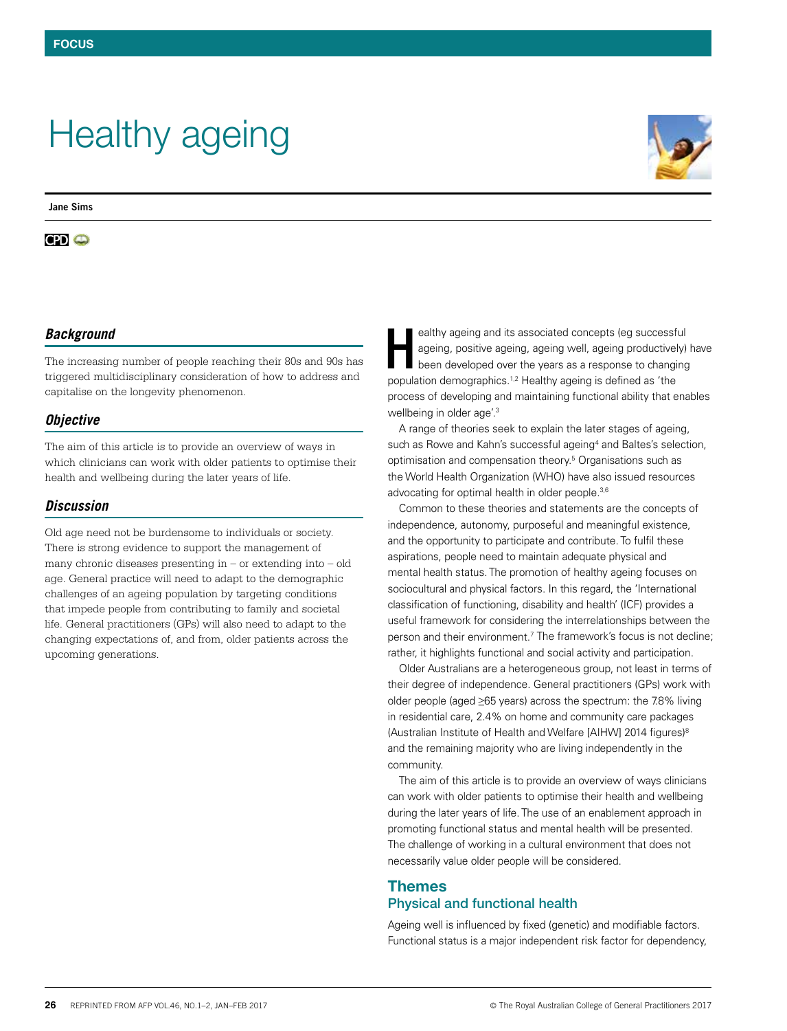FOCUS

# Healthy ageing

**Jane Sims**

### *Background*

The increasing number of people reaching their 80s and 90s has triggered multidisciplinary consideration of how to address and capitalise on the longevity phenomenon.

### *Objective*

The aim of this article is to provide an overview of ways in which clinicians can work with older patients to optimise their health and wellbeing during the later years of life.

### *Discussion*

Old age need not be burdensome to individuals or society. There is strong evidence to support the management of many chronic diseases presenting in – or extending into – old age. General practice will need to adapt to the demographic challenges of an ageing population by targeting conditions that impede people from contributing to family and societal life. General practitioners (GPs) will also need to adapt to the changing expectations of, and from, older patients across the upcoming generations.

Healthy ageing and its associated concepts (eg successful ageing, positive ageing, ageing well, ageing productively) have been developed over the years as a response to changing population demographics.[1,2] Healthy ageing is defined as 'the process of developing and maintaining functional ability that enables wellbeing in older age'.[3]

A range of theories seek to explain the later stages of ageing, such as Rowe and Kahn's successful ageing[4] and Baltes's selection, optimisation and compensation theory.[5] Organisations such as the World Health Organization (WHO) have also issued resources advocating for optimal health in older people.[3,6]

Common to these theories and statements are the concepts of independence, autonomy, purposeful and meaningful existence, and the opportunity to participate and contribute. To fulfil these aspirations, people need to maintain adequate physical and mental health status. The promotion of healthy ageing focuses on sociocultural and physical factors. In this regard, the 'International classification of functioning, disability and health' (ICF) provides a useful framework for considering the interrelationships between the person and their environment.[7] The framework's focus is not decline; rather, it highlights functional and social activity and participation.

Older Australians are a heterogeneous group, not least in terms of their degree of independence. General practitioners (GPs) work with older people (aged ≥65 years) across the spectrum: the 7.8% living in residential care, 2.4% on home and community care packages (Australian Institute of Health and Welfare [AIHW] 2014 figures)[8] and the remaining majority who are living independently in the community.

The aim of this article is to provide an overview of ways clinicians can work with older patients to optimise their health and wellbeing during the later years of life. The use of an enablement approach in promoting functional status and mental health will be presented. The challenge of working in a cultural environment that does not necessarily value older people will be considered.

## Themes

### Physical and functional health

Ageing well is influenced by fixed (genetic) and modifiable factors. Functional status is a major independent risk factor for dependency,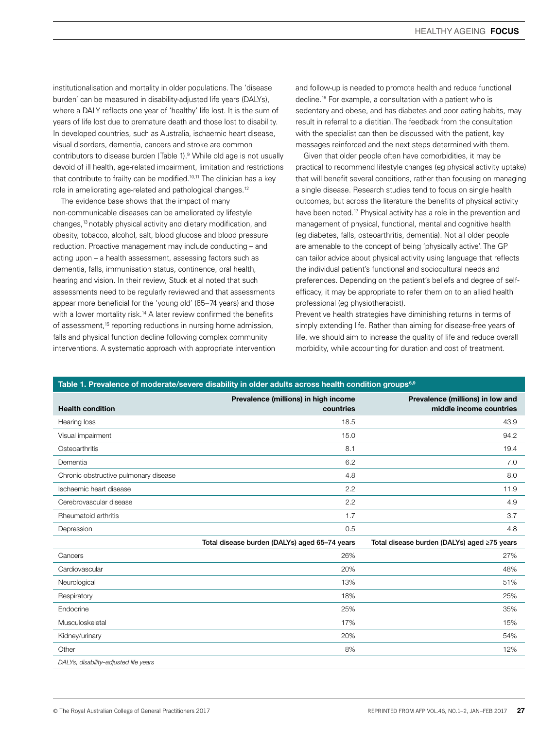institutionalisation and mortality in older populations. The 'disease burden' can be measured in disability-adjusted life years (DALYs), where a DALY reflects one year of 'healthy' life lost. It is the sum of years of life lost due to premature death and those lost to disability. In developed countries, such as Australia, ischaemic heart disease, visual disorders, dementia, cancers and stroke are common contributors to disease burden (Table 1).[9] While old age is not usually devoid of ill health, age-related impairment, limitation and restrictions that contribute to frailty can be modified.[10,11] The clinician has a key role in ameliorating age-related and pathological changes.[12]

The evidence base shows that the impact of many non-communicable diseases can be ameliorated by lifestyle changes,[13] notably physical activity and dietary modification, and obesity, tobacco, alcohol, salt, blood glucose and blood pressure reduction. Proactive management may include conducting – and acting upon – a health assessment, assessing factors such as dementia, falls, immunisation status, continence, oral health, hearing and vision. In their review, Stuck et al noted that such assessments need to be regularly reviewed and that assessments appear more beneficial for the 'young old' (65–74 years) and those with a lower mortality risk.[14] A later review confirmed the benefits of assessment,[15] reporting reductions in nursing home admission, falls and physical function decline following complex community interventions. A systematic approach with appropriate intervention and follow-up is needed to promote health and reduce functional decline.[16] For example, a consultation with a patient who is sedentary and obese, and has diabetes and poor eating habits, may result in referral to a dietitian. The feedback from the consultation with the specialist can then be discussed with the patient, key messages reinforced and the next steps determined with them.

Given that older people often have comorbidities, it may be practical to recommend lifestyle changes (eg physical activity uptake) that will benefit several conditions, rather than focusing on managing a single disease. Research studies tend to focus on single health outcomes, but across the literature the benefits of physical activity have been noted.[17] Physical activity has a role in the prevention and management of physical, functional, mental and cognitive health (eg diabetes, falls, osteoarthritis, dementia). Not all older people are amenable to the concept of being 'physically active'. The GP can tailor advice about physical activity using language that reflects the individual patient's functional and sociocultural needs and preferences. Depending on the patient's beliefs and degree of self-efficacy, it may be appropriate to refer them on to an allied health professional (eg physiotherapist).

Preventive health strategies have diminishing returns in terms of simply extending life. Rather than aiming for disease-free years of life, we should aim to increase the quality of life and reduce overall morbidity, while accounting for duration and cost of treatment.

**Table 1. Prevalence of moderate/severe disability in older adults across health condition groups[6,9]**

| Health condition | Prevalence (millions) in high income countries | Prevalence (millions) in low and middle income countries |
|---|---|---|
| Hearing loss | 18.5 | 43.9 |
| Visual impairment | 15.0 | 94.2 |
| Osteoarthritis | 8.1 | 19.4 |
| Dementia | 6.2 | 7.0 |
| Chronic obstructive pulmonary disease | 4.8 | 8.0 |
| Ischaemic heart disease | 2.2 | 11.9 |
| Cerebrovascular disease | 2.2 | 4.9 |
| Rheumatoid arthritis | 1.7 | 3.7 |
| Depression | 0.5 | 4.8 |
| | **Total disease burden (DALYs) aged 65–74 years** | **Total disease burden (DALYs) aged ≥75 years** |
| Cancers | 26% | 27% |
| Cardiovascular | 20% | 48% |
| Neurological | 13% | 51% |
| Respiratory | 18% | 25% |
| Endocrine | 25% | 35% |
| Musculoskeletal | 17% | 15% |
| Kidney/urinary | 20% | 54% |
| Other | 8% | 12% |

*DALYs, disability–adjusted life years*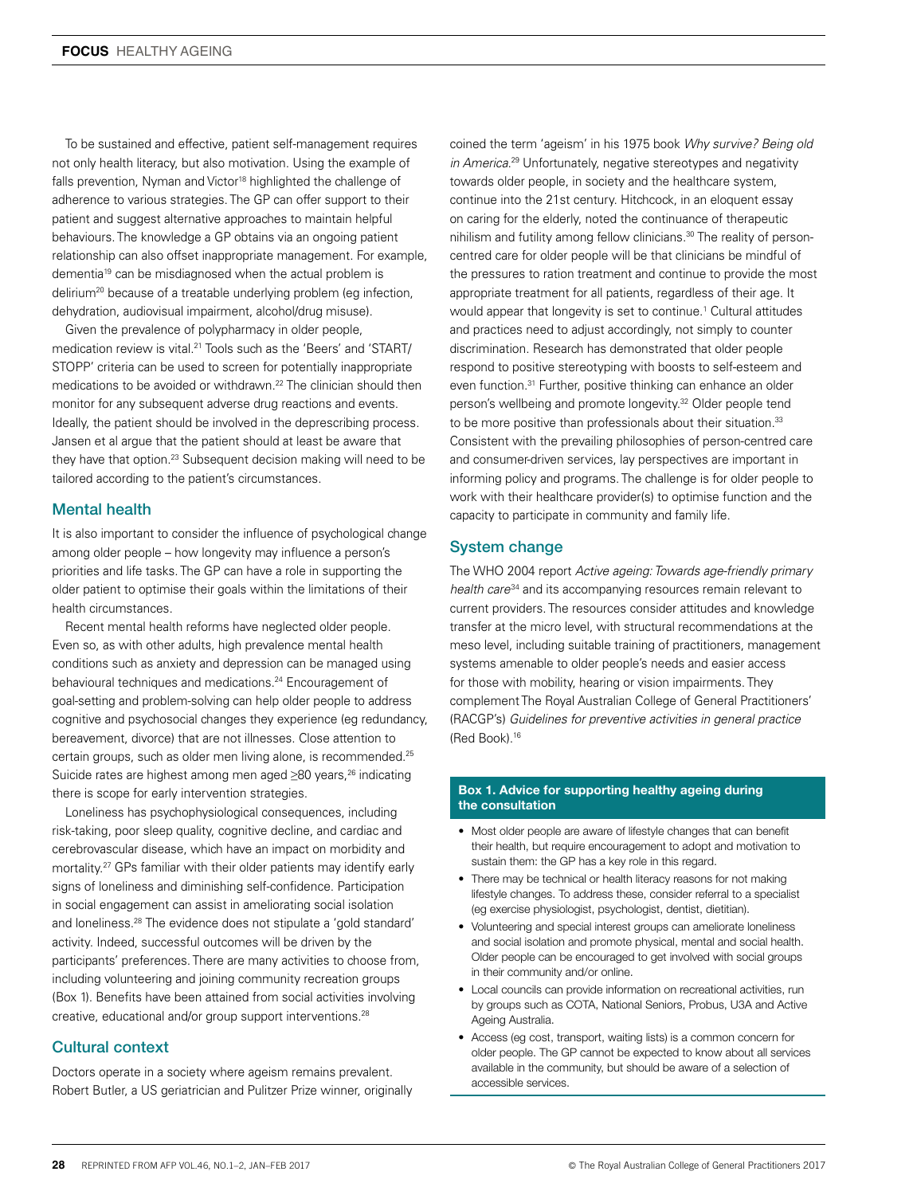To be sustained and effective, patient self-management requires not only health literacy, but also motivation. Using the example of falls prevention, Nyman and Victor[18] highlighted the challenge of adherence to various strategies. The GP can offer support to their patient and suggest alternative approaches to maintain helpful behaviours. The knowledge a GP obtains via an ongoing patient relationship can also offset inappropriate management. For example, dementia[19] can be misdiagnosed when the actual problem is delirium[20] because of a treatable underlying problem (eg infection, dehydration, audiovisual impairment, alcohol/drug misuse).

Given the prevalence of polypharmacy in older people, medication review is vital.[21] Tools such as the 'Beers' and 'START/STOPP' criteria can be used to screen for potentially inappropriate medications to be avoided or withdrawn.[22] The clinician should then monitor for any subsequent adverse drug reactions and events. Ideally, the patient should be involved in the deprescribing process. Jansen et al argue that the patient should at least be aware that they have that option.[23] Subsequent decision making will need to be tailored according to the patient's circumstances.

## Mental health

It is also important to consider the influence of psychological change among older people – how longevity may influence a person's priorities and life tasks. The GP can have a role in supporting the older patient to optimise their goals within the limitations of their health circumstances.

Recent mental health reforms have neglected older people. Even so, as with other adults, high prevalence mental health conditions such as anxiety and depression can be managed using behavioural techniques and medications.[24] Encouragement of goal-setting and problem-solving can help older people to address cognitive and psychosocial changes they experience (eg redundancy, bereavement, divorce) that are not illnesses. Close attention to certain groups, such as older men living alone, is recommended.[25] Suicide rates are highest among men aged ≥80 years,[26] indicating there is scope for early intervention strategies.

Loneliness has psychophysiological consequences, including risk-taking, poor sleep quality, cognitive decline, and cardiac and cerebrovascular disease, which have an impact on morbidity and mortality.[27] GPs familiar with their older patients may identify early signs of loneliness and diminishing self-confidence. Participation in social engagement can assist in ameliorating social isolation and loneliness.[28] The evidence does not stipulate a 'gold standard' activity. Indeed, successful outcomes will be driven by the participants' preferences. There are many activities to choose from, including volunteering and joining community recreation groups (Box 1). Benefits have been attained from social activities involving creative, educational and/or group support interventions.[28]

## Cultural context

Doctors operate in a society where ageism remains prevalent. Robert Butler, a US geriatrician and Pulitzer Prize winner, originally coined the term 'ageism' in his 1975 book *Why survive? Being old in America*.[29] Unfortunately, negative stereotypes and negativity towards older people, in society and the healthcare system, continue into the 21st century. Hitchcock, in an eloquent essay on caring for the elderly, noted the continuance of therapeutic nihilism and futility among fellow clinicians.[30] The reality of person-centred care for older people will be that clinicians be mindful of the pressures to ration treatment and continue to provide the most appropriate treatment for all patients, regardless of their age. It would appear that longevity is set to continue.[1] Cultural attitudes and practices need to adjust accordingly, not simply to counter discrimination. Research has demonstrated that older people respond to positive stereotyping with boosts to self-esteem and even function.[31] Further, positive thinking can enhance an older person's wellbeing and promote longevity.[32] Older people tend to be more positive than professionals about their situation.[33] Consistent with the prevailing philosophies of person-centred care and consumer-driven services, lay perspectives are important in informing policy and programs. The challenge is for older people to work with their healthcare provider(s) to optimise function and the capacity to participate in community and family life.

## System change

The WHO 2004 report *Active ageing: Towards age-friendly primary health care*[34] and its accompanying resources remain relevant to current providers. The resources consider attitudes and knowledge transfer at the micro level, with structural recommendations at the meso level, including suitable training of practitioners, management systems amenable to older people's needs and easier access for those with mobility, hearing or vision impairments. They complement The Royal Australian College of General Practitioners' (RACGP's) *Guidelines for preventive activities in general practice* (Red Book).[16]

**Box 1. Advice for supporting healthy ageing during the consultation**

- Most older people are aware of lifestyle changes that can benefit their health, but require encouragement to adopt and motivation to sustain them: the GP has a key role in this regard.
- There may be technical or health literacy reasons for not making lifestyle changes. To address these, consider referral to a specialist (eg exercise physiologist, psychologist, dentist, dietitian).
- Volunteering and special interest groups can ameliorate loneliness and social isolation and promote physical, mental and social health. Older people can be encouraged to get involved with social groups in their community and/or online.
- Local councils can provide information on recreational activities, run by groups such as COTA, National Seniors, Probus, U3A and Active Ageing Australia.
- Access (eg cost, transport, waiting lists) is a common concern for older people. The GP cannot be expected to know about all services available in the community, but should be aware of a selection of accessible services.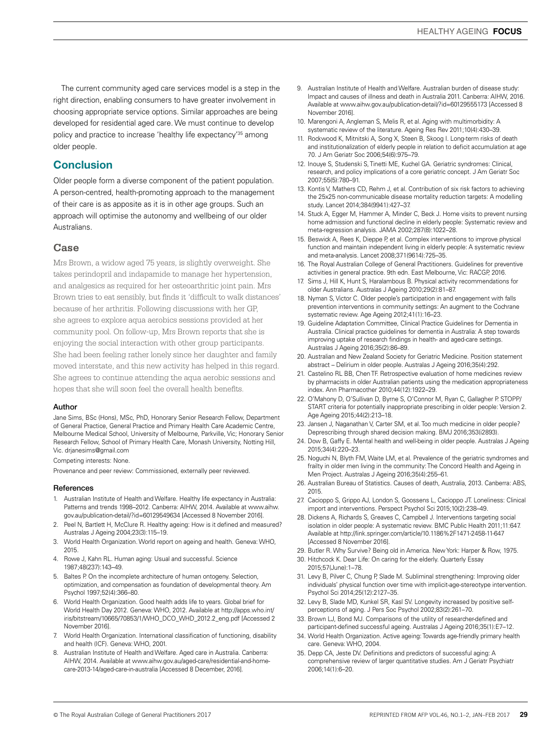The current community aged care services model is a step in the right direction, enabling consumers to have greater involvement in choosing appropriate service options. Similar approaches are being developed for residential aged care. We must continue to develop policy and practice to increase 'healthy life expectancy'[35] among older people.

## Conclusion

Older people form a diverse component of the patient population. A person-centred, health-promoting approach to the management of their care is as apposite as it is in other age groups. Such an approach will optimise the autonomy and wellbeing of our older Australians.

### Case

Mrs Brown, a widow aged 75 years, is slightly overweight. She takes perindopril and indapamide to manage her hypertension, and analgesics as required for her osteoarthritic joint pain. Mrs Brown tries to eat sensibly, but finds it 'difficult to walk distances' because of her arthritis. Following discussions with her GP, she agrees to explore aqua aerobics sessions provided at her community pool. On follow-up, Mrs Brown reports that she is enjoying the social interaction with other group participants. She had been feeling rather lonely since her daughter and family moved interstate, and this new activity has helped in this regard. She agrees to continue attending the aqua aerobic sessions and hopes that she will soon feel the overall health benefits.

#### Author

Jane Sims, BSc (Hons), MSc, PhD, Honorary Senior Research Fellow, Department of General Practice, General Practice and Primary Health Care Academic Centre, Melbourne Medical School, University of Melbourne, Parkville, Vic; Honorary Senior Research Fellow, School of Primary Health Care, Monash University, Notting Hill, Vic. drjanesims@gmail.com

Competing interests: None.

Provenance and peer review: Commissioned, externally peer reviewed.

#### References

1. Australian Institute of Health and Welfare. Healthy life expectancy in Australia: Patterns and trends 1998–2012. Canberra: AIHW, 2014. Available at www.aihw.gov.au/publication-detail/?id=60129549634 [Accessed 8 November 2016].
2. Peel N, Bartlett H, McClure R. Healthy ageing: How is it defined and measured? Australas J Ageing 2004;23(3):115–19.
3. World Health Organization. World report on ageing and health. Geneva: WHO, 2015.
4. Rowe J, Kahn RL. Human aging: Usual and successful. Science 1987;48(237):143–49.
5. Baltes P. On the incomplete architecture of human ontogeny. Selection, optimization, and compensation as foundation of developmental theory. Am Psychol 1997;52(4):366–80.
6. World Health Organization. Good health adds life to years. Global brief for World Health Day 2012. Geneva: WHO, 2012. Available at http://apps.who.int/iris/bitstream/10665/70853/1/WHO_DCO_WHD_2012.2_eng.pdf [Accessed 2 November 2016].
7. World Health Organization. International classification of functioning, disability and health (ICF). Geneva: WHO, 2001.
8. Australian Institute of Health and Welfare. Aged care in Australia. Canberra: AIHW, 2014. Available at www.aihw.gov.au/aged-care/residential-and-home-care-2013-14/aged-care-in-australia [Accessed 8 December, 2016].
9. Australian Institute of Health and Welfare. Australian burden of disease study: Impact and causes of illness and death in Australia 2011. Canberra: AIHW, 2016. Available at www.aihw.gov.au/publication-detail/?id=60129555173 [Accessed 8 November 2016].
10. Marengoni A, Angleman S, Melis R, et al. Aging with multimorbidity: A systematic review of the literature. Ageing Res Rev 2011;10(4):430–39.
11. Rockwood K, Mitnitski A, Song X, Steen B, Skoog I. Long-term risks of death and institutionalization of elderly people in relation to deficit accumulation at age 70. J Am Geriatr Soc 2006;54(6):975–79.
12. Inouye S, Studenski S, Tinetti ME, Kuchel GA. Geriatric syndromes: Clinical, research, and policy implications of a core geriatric concept. J Am Geriatr Soc 2007;55(5):780–91.
13. Kontis V, Mathers CD, Rehm J, et al. Contribution of six risk factors to achieving the 25x25 non-communicable disease mortality reduction targets: A modelling study. Lancet 2014;384(9941):427–37.
14. Stuck A, Egger M, Hammer A, Minder C, Beck J. Home visits to prevent nursing home admission and functional decline in elderly people: Systematic review and meta-regression analysis. JAMA 2002;287(8):1022–28.
15. Beswick A, Rees K, Dieppe P, et al. Complex interventions to improve physical function and maintain independent living in elderly people: A systematic review and meta-analysis. Lancet 2008;371(9614):725–35.
16. The Royal Australian College of General Practitioners. Guidelines for preventive activities in general practice. 9th edn. East Melbourne, Vic: RACGP, 2016.
17. Sims J, Hill K, Hunt S, Haralambous B. Physical activity recommendations for older Australians. Australas J Ageing 2010;29(2):81–87.
18. Nyman S, Victor C. Older people's participation in and engagement with falls prevention interventions in community settings: An augment to the Cochrane systematic review. Age Ageing 2012;41(1):16–23.
19. Guideline Adaptation Committee, Clinical Practice Guidelines for Dementia in Australia. Clinical practice guidelines for dementia in Australia: A step towards improving uptake of research findings in health- and aged-care settings. Australas J Ageing 2016;35(2):86–89.
20. Australian and New Zealand Society for Geriatric Medicine. Position statement abstract – Delirium in older people. Australas J Ageing 2016;35(4):292.
21. Castelino RL BB, Chen TF. Retrospective evaluation of home medicines review by pharmacists in older Australian patients using the medication appropriateness index. Ann Pharmacother 2010;44(12):1922–29.
22. O'Mahony D, O'Sullivan D, Byrne S, O'Connor M, Ryan C, Gallagher P. STOPP/START criteria for potentially inappropriate prescribing in older people: Version 2. Age Ageing 2015;44(2):213–18.
23. Jansen J, Naganathan V, Carter SM, et al. Too much medicine in older people? Deprescribing through shared decision making. BMJ 2016;353(i2893).
24. Dow B, Gaffy E. Mental health and well-being in older people. Australas J Ageing 2015;34(4):220–23.
25. Noguchi N, Blyth FM, Waite LM, et al. Prevalence of the geriatric syndromes and frailty in older men living in the community: The Concord Health and Ageing in Men Project. Australas J Ageing 2016;35(4):255–61.
26. Australian Bureau of Statistics. Causes of death, Australia, 2013. Canberra: ABS, 2015.
27. Cacioppo S, Grippo AJ, London S, Goossens L, Cacioppo JT. Loneliness: Clinical import and interventions. Perspect Psychol Sci 2015;10(2):238–49.
28. Dickens A, Richards S, Greaves C, Campbell J. Interventions targeting social isolation in older people: A systematic review. BMC Public Health 2011;11:647. Available at http://link.springer.com/article/10.1186%2F1471-2458-11-647 [Accessed 8 November 2016].
29. Butler R. Why Survive? Being old in America. New York: Harper & Row, 1975.
30. Hitchcock K. Dear Life: On caring for the elderly. Quarterly Essay 2015;57(June):1–78.
31. Levy B, Pilver C, Chung P, Slade M. Subliminal strengthening: Improving older individuals' physical function over time with implicit-age-stereotype intervention. Psychol Sci 2014;25(12):2127–35.
32. Levy B, Slade MD, Kunkel SR, Kasl SV. Longevity increased by positive self-perceptions of aging. J Pers Soc Psychol 2002;83(2):261–70.
33. Brown LJ, Bond MJ. Comparisons of the utility of researcher-defined and participant-defined successful ageing. Australas J Ageing 2016;35(1):E7–12.
34. World Health Organization. Active ageing: Towards age-friendly primary health care. Geneva: WHO, 2004.
35. Depp CA, Jeste DV. Definitions and predictors of successful aging: A comprehensive review of larger quantitative studies. Am J Geriatr Psychiatr 2006;14(1):6–20.